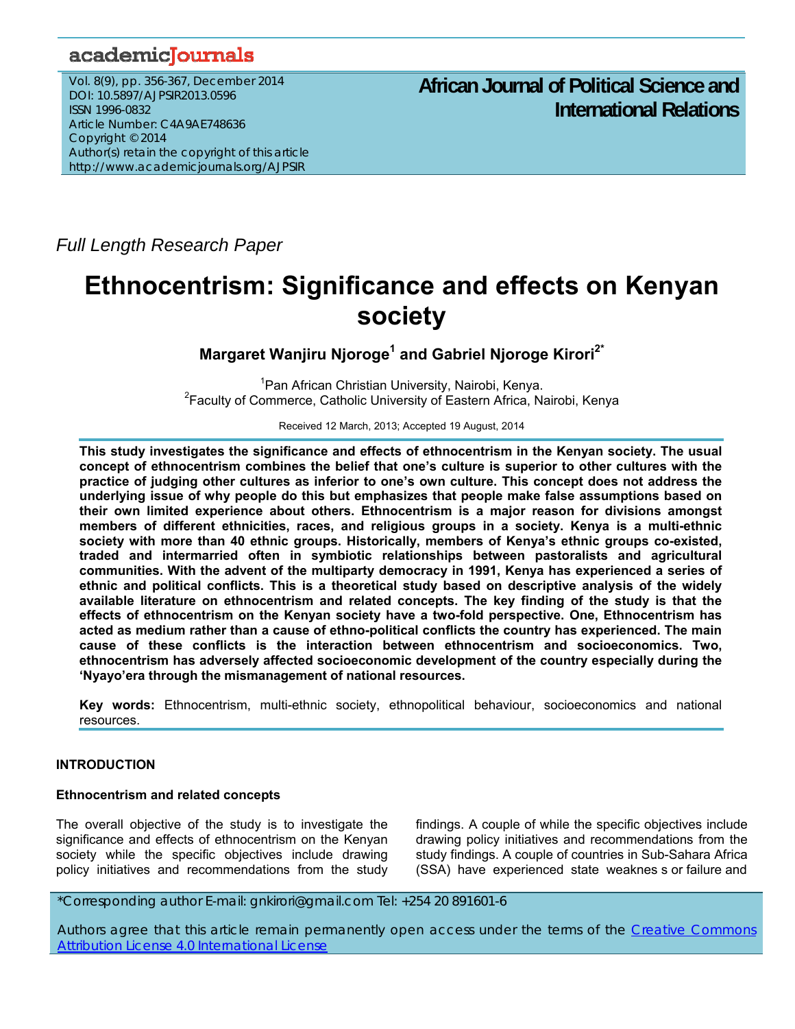academicJournals

Vol. 8(9), pp. 356-367, December 2014
DOI: 10.5897/AJPSIR2013.0596
ISSN 1996-0832
Article Number: C4A9AE748636
Copyright © 2014
Author(s) retain the copyright of this article
http://www.academicjournals.org/AJPSIR

**African Journal of Political Science and International Relations**

*Full Length Research Paper*

# Ethnocentrism: Significance and effects on Kenyan society

**Margaret Wanjiru Njoroge[1] and Gabriel Njoroge Kirori[2*]**

[1]Pan African Christian University, Nairobi, Kenya.
[2]Faculty of Commerce, Catholic University of Eastern Africa, Nairobi, Kenya

Received 12 March, 2013; Accepted 19 August, 2014

**This study investigates the significance and effects of ethnocentrism in the Kenyan society. The usual concept of ethnocentrism combines the belief that one's culture is superior to other cultures with the practice of judging other cultures as inferior to one's own culture. This concept does not address the underlying issue of why people do this but emphasizes that people make false assumptions based on their own limited experience about others. Ethnocentrism is a major reason for divisions amongst members of different ethnicities, races, and religious groups in a society. Kenya is a multi-ethnic society with more than 40 ethnic groups. Historically, members of Kenya's ethnic groups co-existed, traded and intermarried often in symbiotic relationships between pastoralists and agricultural communities. With the advent of the multiparty democracy in 1991, Kenya has experienced a series of ethnic and political conflicts. This is a theoretical study based on descriptive analysis of the widely available literature on ethnocentrism and related concepts. The key finding of the study is that the effects of ethnocentrism on the Kenyan society have a two-fold perspective. One, Ethnocentrism has acted as medium rather than a cause of ethno-political conflicts the country has experienced. The main cause of these conflicts is the interaction between ethnocentrism and socioeconomics. Two, ethnocentrism has adversely affected socioeconomic development of the country especially during the 'Nyayo'era through the mismanagement of national resources.**

**Key words:** Ethnocentrism, multi-ethnic society, ethnopolitical behaviour, socioeconomics and national resources.

## INTRODUCTION

### Ethnocentrism and related concepts

The overall objective of the study is to investigate the significance and effects of ethnocentrism on the Kenyan society while the specific objectives include drawing policy initiatives and recommendations from the study findings. A couple of while the specific objectives include drawing policy initiatives and recommendations from the study findings. A couple of countries in Sub-Sahara Africa (SSA) have experienced state weaknes s or failure and

*Corresponding author E-mail: gnkirori@gmail.com Tel: +254 20 891601-6

Authors agree that this article remain permanently open access under the terms of the Creative Commons Attribution License 4.0 International License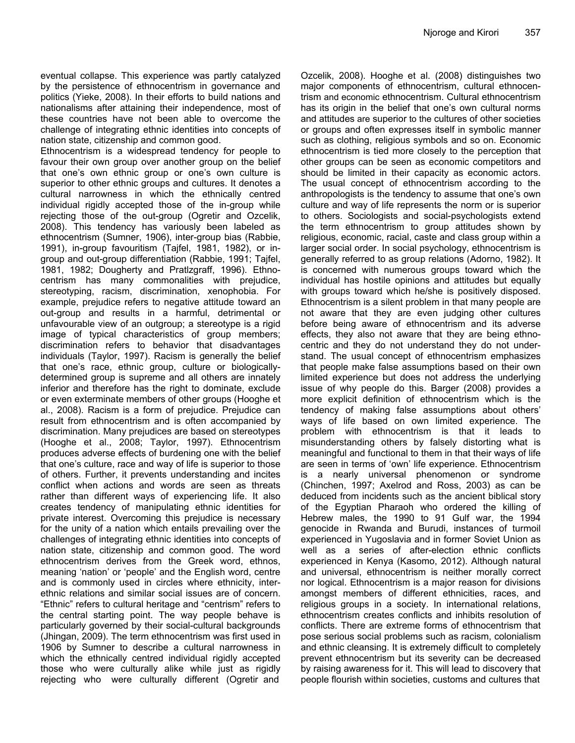eventual collapse. This experience was partly catalyzed by the persistence of ethnocentrism in governance and politics (Yieke, 2008). In their efforts to build nations and nationalisms after attaining their independence, most of these countries have not been able to overcome the challenge of integrating ethnic identities into concepts of nation state, citizenship and common good.

Ethnocentrism is a widespread tendency for people to favour their own group over another group on the belief that one's own ethnic group or one's own culture is superior to other ethnic groups and cultures. It denotes a cultural narrowness in which the ethnically centred individual rigidly accepted those of the in-group while rejecting those of the out-group (Ogretir and Ozcelik, 2008). This tendency has variously been labeled as ethnocentrism (Sumner, 1906), inter-group bias (Rabbie, 1991), in-group favouritism (Tajfel, 1981, 1982), or in-group and out-group differentiation (Rabbie, 1991; Tajfel, 1981, 1982; Dougherty and Pratlzgraff, 1996). Ethnocentrism has many commonalities with prejudice, stereotyping, racism, discrimination, xenophobia. For example, prejudice refers to negative attitude toward an out-group and results in a harmful, detrimental or unfavourable view of an outgroup; a stereotype is a rigid image of typical characteristics of group members; discrimination refers to behavior that disadvantages individuals (Taylor, 1997). Racism is generally the belief that one's race, ethnic group, culture or biologically-determined group is supreme and all others are innately inferior and therefore has the right to dominate, exclude or even exterminate members of other groups (Hooghe et al., 2008). Racism is a form of prejudice. Prejudice can result from ethnocentrism and is often accompanied by discrimination. Many prejudices are based on stereotypes (Hooghe et al., 2008; Taylor, 1997). Ethnocentrism produces adverse effects of burdening one with the belief that one's culture, race and way of life is superior to those of others. Further, it prevents understanding and incites conflict when actions and words are seen as threats rather than different ways of experiencing life. It also creates tendency of manipulating ethnic identities for private interest. Overcoming this prejudice is necessary for the unity of a nation which entails prevailing over the challenges of integrating ethnic identities into concepts of nation state, citizenship and common good. The word ethnocentrism derives from the Greek word, ethnos, meaning 'nation' or 'people' and the English word, centre and is commonly used in circles where ethnicity, inter-ethnic relations and similar social issues are of concern. "Ethnic" refers to cultural heritage and "centrism" refers to the central starting point. The way people behave is particularly governed by their social-cultural backgrounds (Jhingan, 2009). The term ethnocentrism was first used in 1906 by Sumner to describe a cultural narrowness in which the ethnically centred individual rigidly accepted those who were culturally alike while just as rigidly rejecting who were culturally different (Ogretir and Ozcelik, 2008). Hooghe et al. (2008) distinguishes two major components of ethnocentrism, cultural ethnocentrism and economic ethnocentrism. Cultural ethnocentrism has its origin in the belief that one's own cultural norms and attitudes are superior to the cultures of other societies or groups and often expresses itself in symbolic manner such as clothing, religious symbols and so on. Economic ethnocentrism is tied more closely to the perception that other groups can be seen as economic competitors and should be limited in their capacity as economic actors. The usual concept of ethnocentrism according to the anthropologists is the tendency to assume that one's own culture and way of life represents the norm or is superior to others. Sociologists and social-psychologists extend the term ethnocentrism to group attitudes shown by religious, economic, racial, caste and class group within a larger social order. In social psychology, ethnocentrism is generally referred to as group relations (Adorno, 1982). It is concerned with numerous groups toward which the individual has hostile opinions and attitudes but equally with groups toward which he/she is positively disposed. Ethnocentrism is a silent problem in that many people are not aware that they are even judging other cultures before being aware of ethnocentrism and its adverse effects, they also not aware that they are being ethnocentric and they do not understand they do not understand. The usual concept of ethnocentrism emphasizes that people make false assumptions based on their own limited experience but does not address the underlying issue of why people do this. Barger (2008) provides a more explicit definition of ethnocentrism which is the tendency of making false assumptions about others' ways of life based on own limited experience. The problem with ethnocentrism is that it leads to misunderstanding others by falsely distorting what is meaningful and functional to them in that their ways of life are seen in terms of 'own' life experience. Ethnocentrism is a nearly universal phenomenon or syndrome (Chinchen, 1997; Axelrod and Ross, 2003) as can be deduced from incidents such as the ancient biblical story of the Egyptian Pharaoh who ordered the killing of Hebrew males, the 1990 to 91 Gulf war, the 1994 genocide in Rwanda and Burudi, instances of turmoil experienced in Yugoslavia and in former Soviet Union as well as a series of after-election ethnic conflicts experienced in Kenya (Kasomo, 2012). Although natural and universal, ethnocentrism is neither morally correct nor logical. Ethnocentrism is a major reason for divisions amongst members of different ethnicities, races, and religious groups in a society. In international relations, ethnocentrism creates conflicts and inhibits resolution of conflicts. There are extreme forms of ethnocentrism that pose serious social problems such as racism, colonialism and ethnic cleansing. It is extremely difficult to completely prevent ethnocentrism but its severity can be decreased by raising awareness for it. This will lead to discovery that people flourish within societies, customs and cultures that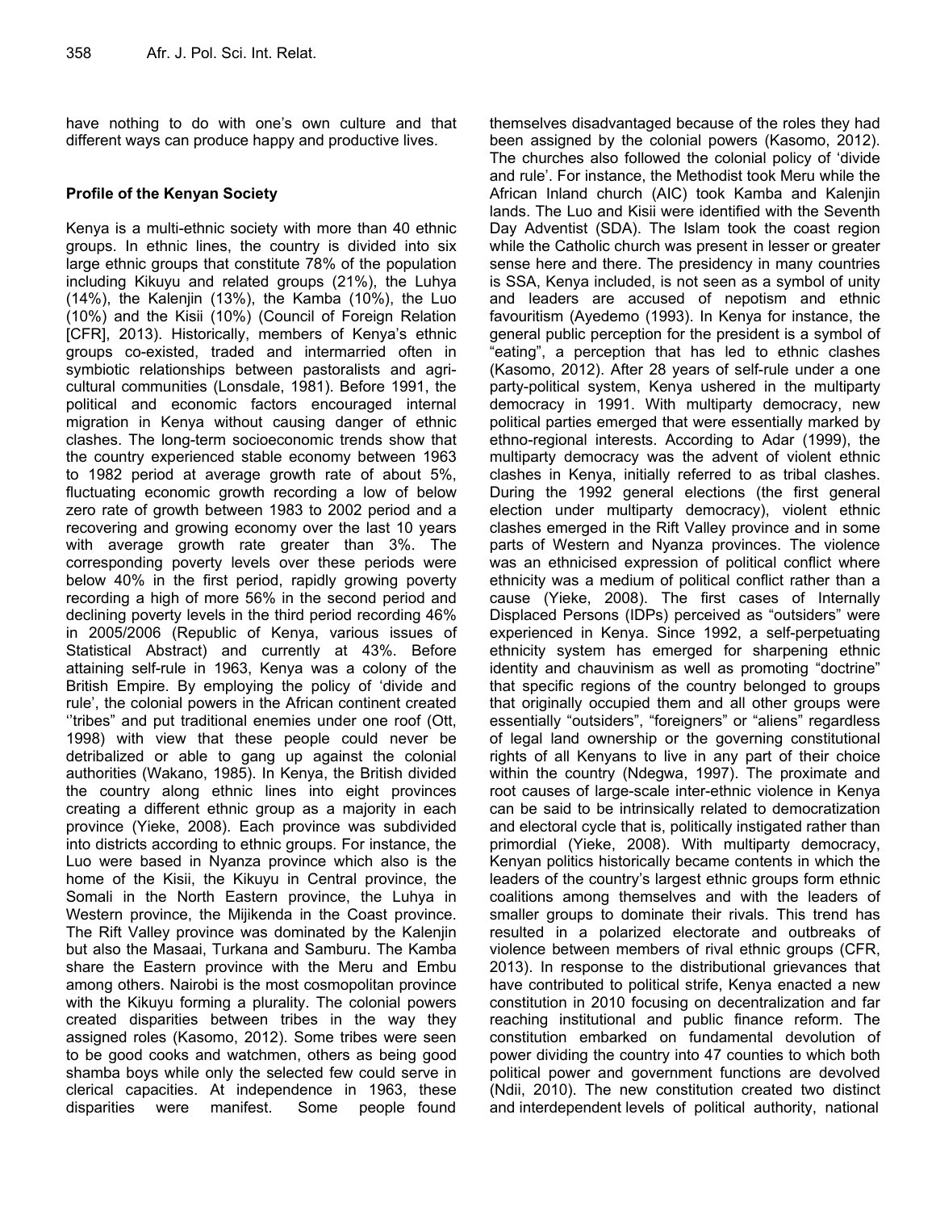have nothing to do with one's own culture and that different ways can produce happy and productive lives.

### Profile of the Kenyan Society

Kenya is a multi-ethnic society with more than 40 ethnic groups. In ethnic lines, the country is divided into six large ethnic groups that constitute 78% of the population including Kikuyu and related groups (21%), the Luhya (14%), the Kalenjin (13%), the Kamba (10%), the Luo (10%) and the Kisii (10%) (Council of Foreign Relation [CFR], 2013). Historically, members of Kenya's ethnic groups co-existed, traded and intermarried often in symbiotic relationships between pastoralists and agri-cultural communities (Lonsdale, 1981). Before 1991, the political and economic factors encouraged internal migration in Kenya without causing danger of ethnic clashes. The long-term socioeconomic trends show that the country experienced stable economy between 1963 to 1982 period at average growth rate of about 5%, fluctuating economic growth recording a low of below zero rate of growth between 1983 to 2002 period and a recovering and growing economy over the last 10 years with average growth rate greater than 3%. The corresponding poverty levels over these periods were below 40% in the first period, rapidly growing poverty recording a high of more 56% in the second period and declining poverty levels in the third period recording 46% in 2005/2006 (Republic of Kenya, various issues of Statistical Abstract) and currently at 43%. Before attaining self-rule in 1963, Kenya was a colony of the British Empire. By employing the policy of 'divide and rule', the colonial powers in the African continent created ''tribes" and put traditional enemies under one roof (Ott, 1998) with view that these people could never be detribalized or able to gang up against the colonial authorities (Wakano, 1985). In Kenya, the British divided the country along ethnic lines into eight provinces creating a different ethnic group as a majority in each province (Yieke, 2008). Each province was subdivided into districts according to ethnic groups. For instance, the Luo were based in Nyanza province which also is the home of the Kisii, the Kikuyu in Central province, the Somali in the North Eastern province, the Luhya in Western province, the Mijikenda in the Coast province. The Rift Valley province was dominated by the Kalenjin but also the Masaai, Turkana and Samburu. The Kamba share the Eastern province with the Meru and Embu among others. Nairobi is the most cosmopolitan province with the Kikuyu forming a plurality. The colonial powers created disparities between tribes in the way they assigned roles (Kasomo, 2012). Some tribes were seen to be good cooks and watchmen, others as being good shamba boys while only the selected few could serve in clerical capacities. At independence in 1963, these disparities were manifest. Some people found themselves disadvantaged because of the roles they had been assigned by the colonial powers (Kasomo, 2012). The churches also followed the colonial policy of 'divide and rule'. For instance, the Methodist took Meru while the African Inland church (AIC) took Kamba and Kalenjin lands. The Luo and Kisii were identified with the Seventh Day Adventist (SDA). The Islam took the coast region while the Catholic church was present in lesser or greater sense here and there. The presidency in many countries is SSA, Kenya included, is not seen as a symbol of unity and leaders are accused of nepotism and ethnic favouritism (Ayedemo (1993). In Kenya for instance, the general public perception for the president is a symbol of "eating", a perception that has led to ethnic clashes (Kasomo, 2012). After 28 years of self-rule under a one party-political system, Kenya ushered in the multiparty democracy in 1991. With multiparty democracy, new political parties emerged that were essentially marked by ethno-regional interests. According to Adar (1999), the multiparty democracy was the advent of violent ethnic clashes in Kenya, initially referred to as tribal clashes. During the 1992 general elections (the first general election under multiparty democracy), violent ethnic clashes emerged in the Rift Valley province and in some parts of Western and Nyanza provinces. The violence was an ethnicised expression of political conflict where ethnicity was a medium of political conflict rather than a cause (Yieke, 2008). The first cases of Internally Displaced Persons (IDPs) perceived as "outsiders" were experienced in Kenya. Since 1992, a self-perpetuating ethnicity system has emerged for sharpening ethnic identity and chauvinism as well as promoting "doctrine" that specific regions of the country belonged to groups that originally occupied them and all other groups were essentially "outsiders", "foreigners" or "aliens" regardless of legal land ownership or the governing constitutional rights of all Kenyans to live in any part of their choice within the country (Ndegwa, 1997). The proximate and root causes of large-scale inter-ethnic violence in Kenya can be said to be intrinsically related to democratization and electoral cycle that is, politically instigated rather than primordial (Yieke, 2008). With multiparty democracy, Kenyan politics historically became contents in which the leaders of the country's largest ethnic groups form ethnic coalitions among themselves and with the leaders of smaller groups to dominate their rivals. This trend has resulted in a polarized electorate and outbreaks of violence between members of rival ethnic groups (CFR, 2013). In response to the distributional grievances that have contributed to political strife, Kenya enacted a new constitution in 2010 focusing on decentralization and far reaching institutional and public finance reform. The constitution embarked on fundamental devolution of power dividing the country into 47 counties to which both political power and government functions are devolved (Ndii, 2010). The new constitution created two distinct and interdependent levels of political authority, national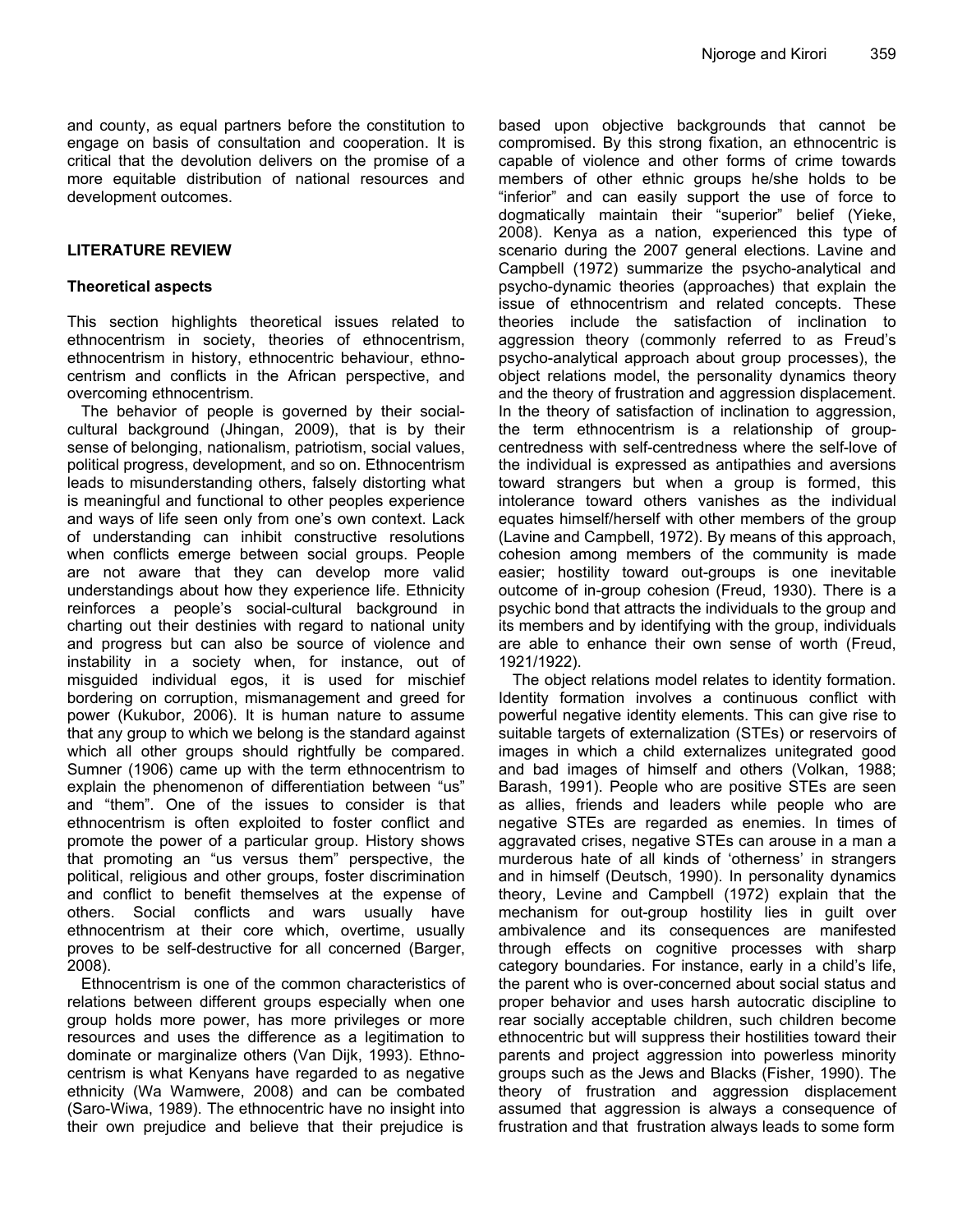and county, as equal partners before the constitution to engage on basis of consultation and cooperation. It is critical that the devolution delivers on the promise of a more equitable distribution of national resources and development outcomes.

## LITERATURE REVIEW

### Theoretical aspects

This section highlights theoretical issues related to ethnocentrism in society, theories of ethnocentrism, ethnocentrism in history, ethnocentric behaviour, ethnocentrism and conflicts in the African perspective, and overcoming ethnocentrism.

The behavior of people is governed by their social-cultural background (Jhingan, 2009), that is by their sense of belonging, nationalism, patriotism, social values, political progress, development, and so on. Ethnocentrism leads to misunderstanding others, falsely distorting what is meaningful and functional to other peoples experience and ways of life seen only from one's own context. Lack of understanding can inhibit constructive resolutions when conflicts emerge between social groups. People are not aware that they can develop more valid understandings about how they experience life. Ethnicity reinforces a people's social-cultural background in charting out their destinies with regard to national unity and progress but can also be source of violence and instability in a society when, for instance, out of misguided individual egos, it is used for mischief bordering on corruption, mismanagement and greed for power (Kukubor, 2006). It is human nature to assume that any group to which we belong is the standard against which all other groups should rightfully be compared. Sumner (1906) came up with the term ethnocentrism to explain the phenomenon of differentiation between "us" and "them". One of the issues to consider is that ethnocentrism is often exploited to foster conflict and promote the power of a particular group. History shows that promoting an "us versus them" perspective, the political, religious and other groups, foster discrimination and conflict to benefit themselves at the expense of others. Social conflicts and wars usually have ethnocentrism at their core which, overtime, usually proves to be self-destructive for all concerned (Barger, 2008).

Ethnocentrism is one of the common characteristics of relations between different groups especially when one group holds more power, has more privileges or more resources and uses the difference as a legitimation to dominate or marginalize others (Van Dijk, 1993). Ethnocentrism is what Kenyans have regarded to as negative ethnicity (Wa Wamwere, 2008) and can be combated (Saro-Wiwa, 1989). The ethnocentric have no insight into their own prejudice and believe that their prejudice is based upon objective backgrounds that cannot be compromised. By this strong fixation, an ethnocentric is capable of violence and other forms of crime towards members of other ethnic groups he/she holds to be "inferior" and can easily support the use of force to dogmatically maintain their "superior" belief (Yieke, 2008). Kenya as a nation, experienced this type of scenario during the 2007 general elections. Lavine and Campbell (1972) summarize the psycho-analytical and psycho-dynamic theories (approaches) that explain the issue of ethnocentrism and related concepts. These theories include the satisfaction of inclination to aggression theory (commonly referred to as Freud's psycho-analytical approach about group processes), the object relations model, the personality dynamics theory and the theory of frustration and aggression displacement. In the theory of satisfaction of inclination to aggression, the term ethnocentrism is a relationship of group-centredness with self-centredness where the self-love of the individual is expressed as antipathies and aversions toward strangers but when a group is formed, this intolerance toward others vanishes as the individual equates himself/herself with other members of the group (Lavine and Campbell, 1972). By means of this approach, cohesion among members of the community is made easier; hostility toward out-groups is one inevitable outcome of in-group cohesion (Freud, 1930). There is a psychic bond that attracts the individuals to the group and its members and by identifying with the group, individuals are able to enhance their own sense of worth (Freud, 1921/1922).

The object relations model relates to identity formation. Identity formation involves a continuous conflict with powerful negative identity elements. This can give rise to suitable targets of externalization (STEs) or reservoirs of images in which a child externalizes unitegrated good and bad images of himself and others (Volkan, 1988; Barash, 1991). People who are positive STEs are seen as allies, friends and leaders while people who are negative STEs are regarded as enemies. In times of aggravated crises, negative STEs can arouse in a man a murderous hate of all kinds of 'otherness' in strangers and in himself (Deutsch, 1990). In personality dynamics theory, Levine and Campbell (1972) explain that the mechanism for out-group hostility lies in guilt over ambivalence and its consequences are manifested through effects on cognitive processes with sharp category boundaries. For instance, early in a child's life, the parent who is over-concerned about social status and proper behavior and uses harsh autocratic discipline to rear socially acceptable children, such children become ethnocentric but will suppress their hostilities toward their parents and project aggression into powerless minority groups such as the Jews and Blacks (Fisher, 1990). The theory of frustration and aggression displacement assumed that aggression is always a consequence of frustration and that frustration always leads to some form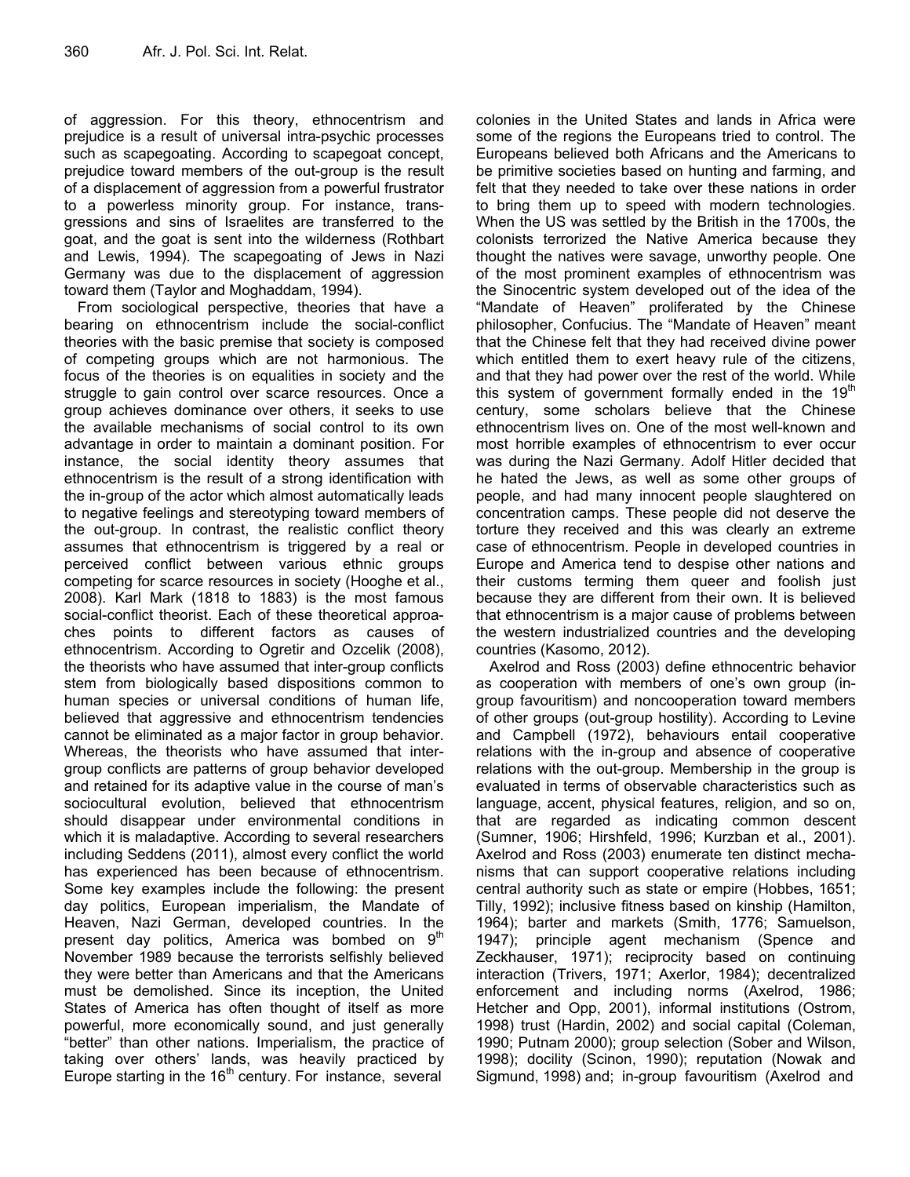of aggression. For this theory, ethnocentrism and prejudice is a result of universal intra-psychic processes such as scapegoating. According to scapegoat concept, prejudice toward members of the out-group is the result of a displacement of aggression from a powerful frustrator to a powerless minority group. For instance, transgressions and sins of Israelites are transferred to the goat, and the goat is sent into the wilderness (Rothbart and Lewis, 1994). The scapegoating of Jews in Nazi Germany was due to the displacement of aggression toward them (Taylor and Moghaddam, 1994).

From sociological perspective, theories that have a bearing on ethnocentrism include the social-conflict theories with the basic premise that society is composed of competing groups which are not harmonious. The focus of the theories is on equalities in society and the struggle to gain control over scarce resources. Once a group achieves dominance over others, it seeks to use the available mechanisms of social control to its own advantage in order to maintain a dominant position. For instance, the social identity theory assumes that ethnocentrism is the result of a strong identification with the in-group of the actor which almost automatically leads to negative feelings and stereotyping toward members of the out-group. In contrast, the realistic conflict theory assumes that ethnocentrism is triggered by a real or perceived conflict between various ethnic groups competing for scarce resources in society (Hooghe et al., 2008). Karl Mark (1818 to 1883) is the most famous social-conflict theorist. Each of these theoretical approaches points to different factors as causes of ethnocentrism. According to Ogretir and Ozcelik (2008), the theorists who have assumed that inter-group conflicts stem from biologically based dispositions common to human species or universal conditions of human life, believed that aggressive and ethnocentrism tendencies cannot be eliminated as a major factor in group behavior. Whereas, the theorists who have assumed that inter-group conflicts are patterns of group behavior developed and retained for its adaptive value in the course of man's sociocultural evolution, believed that ethnocentrism should disappear under environmental conditions in which it is maladaptive. According to several researchers including Seddens (2011), almost every conflict the world has experienced has been because of ethnocentrism. Some key examples include the following: the present day politics, European imperialism, the Mandate of Heaven, Nazi German, developed countries. In the present day politics, America was bombed on 9th November 1989 because the terrorists selfishly believed they were better than Americans and that the Americans must be demolished. Since its inception, the United States of America has often thought of itself as more powerful, more economically sound, and just generally "better" than other nations. Imperialism, the practice of taking over others' lands, was heavily practiced by Europe starting in the 16th century. For instance, several colonies in the United States and lands in Africa were some of the regions the Europeans tried to control. The Europeans believed both Africans and the Americans to be primitive societies based on hunting and farming, and felt that they needed to take over these nations in order to bring them up to speed with modern technologies. When the US was settled by the British in the 1700s, the colonists terrorized the Native America because they thought the natives were savage, unworthy people. One of the most prominent examples of ethnocentrism was the Sinocentric system developed out of the idea of the "Mandate of Heaven" proliferated by the Chinese philosopher, Confucius. The "Mandate of Heaven" meant that the Chinese felt that they had received divine power which entitled them to exert heavy rule of the citizens, and that they had power over the rest of the world. While this system of government formally ended in the 19th century, some scholars believe that the Chinese ethnocentrism lives on. One of the most well-known and most horrible examples of ethnocentrism to ever occur was during the Nazi Germany. Adolf Hitler decided that he hated the Jews, as well as some other groups of people, and had many innocent people slaughtered on concentration camps. These people did not deserve the torture they received and this was clearly an extreme case of ethnocentrism. People in developed countries in Europe and America tend to despise other nations and their customs terming them queer and foolish just because they are different from their own. It is believed that ethnocentrism is a major cause of problems between the western industrialized countries and the developing countries (Kasomo, 2012).

Axelrod and Ross (2003) define ethnocentric behavior as cooperation with members of one's own group (in-group favouritism) and noncooperation toward members of other groups (out-group hostility). According to Levine and Campbell (1972), behaviours entail cooperative relations with the in-group and absence of cooperative relations with the out-group. Membership in the group is evaluated in terms of observable characteristics such as language, accent, physical features, religion, and so on, that are regarded as indicating common descent (Sumner, 1906; Hirshfeld, 1996; Kurzban et al., 2001). Axelrod and Ross (2003) enumerate ten distinct mechanisms that can support cooperative relations including central authority such as state or empire (Hobbes, 1651; Tilly, 1992); inclusive fitness based on kinship (Hamilton, 1964); barter and markets (Smith, 1776; Samuelson, 1947); principle agent mechanism (Spence and Zeckhauser, 1971); reciprocity based on continuing interaction (Trivers, 1971; Axerlor, 1984); decentralized enforcement and including norms (Axelrod, 1986; Hetcher and Opp, 2001), informal institutions (Ostrom, 1998) trust (Hardin, 2002) and social capital (Coleman, 1990; Putnam 2000); group selection (Sober and Wilson, 1998); docility (Scinon, 1990); reputation (Nowak and Sigmund, 1998) and; in-group favouritism (Axelrod and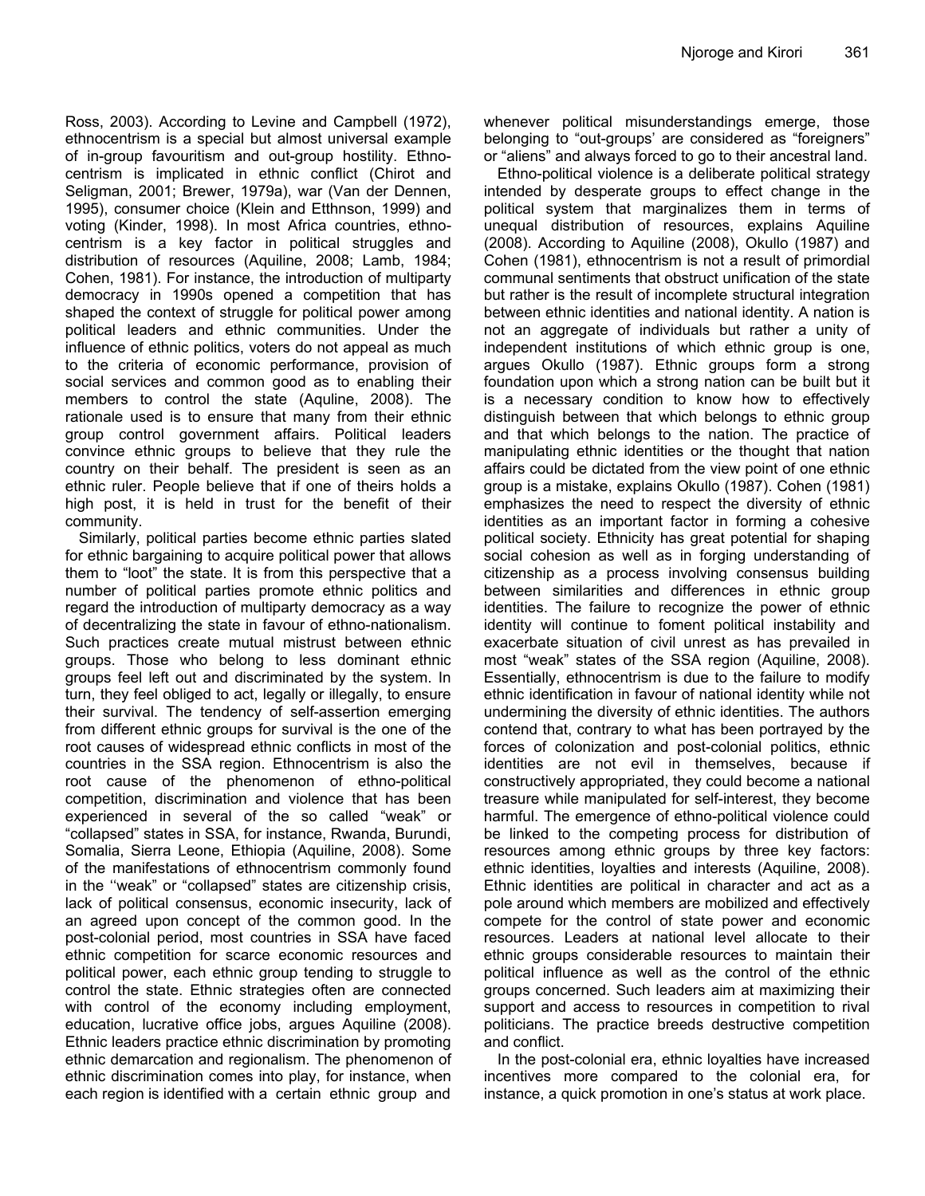Ross, 2003). According to Levine and Campbell (1972), ethnocentrism is a special but almost universal example of in-group favouritism and out-group hostility. Ethnocentrism is implicated in ethnic conflict (Chirot and Seligman, 2001; Brewer, 1979a), war (Van der Dennen, 1995), consumer choice (Klein and Etthnson, 1999) and voting (Kinder, 1998). In most Africa countries, ethnocentrism is a key factor in political struggles and distribution of resources (Aquiline, 2008; Lamb, 1984; Cohen, 1981). For instance, the introduction of multiparty democracy in 1990s opened a competition that has shaped the context of struggle for political power among political leaders and ethnic communities. Under the influence of ethnic politics, voters do not appeal as much to the criteria of economic performance, provision of social services and common good as to enabling their members to control the state (Aquline, 2008). The rationale used is to ensure that many from their ethnic group control government affairs. Political leaders convince ethnic groups to believe that they rule the country on their behalf. The president is seen as an ethnic ruler. People believe that if one of theirs holds a high post, it is held in trust for the benefit of their community.

Similarly, political parties become ethnic parties slated for ethnic bargaining to acquire political power that allows them to "loot" the state. It is from this perspective that a number of political parties promote ethnic politics and regard the introduction of multiparty democracy as a way of decentralizing the state in favour of ethno-nationalism. Such practices create mutual mistrust between ethnic groups. Those who belong to less dominant ethnic groups feel left out and discriminated by the system. In turn, they feel obliged to act, legally or illegally, to ensure their survival. The tendency of self-assertion emerging from different ethnic groups for survival is the one of the root causes of widespread ethnic conflicts in most of the countries in the SSA region. Ethnocentrism is also the root cause of the phenomenon of ethno-political competition, discrimination and violence that has been experienced in several of the so called "weak" or "collapsed" states in SSA, for instance, Rwanda, Burundi, Somalia, Sierra Leone, Ethiopia (Aquiline, 2008). Some of the manifestations of ethnocentrism commonly found in the ''weak" or "collapsed" states are citizenship crisis, lack of political consensus, economic insecurity, lack of an agreed upon concept of the common good. In the post-colonial period, most countries in SSA have faced ethnic competition for scarce economic resources and political power, each ethnic group tending to struggle to control the state. Ethnic strategies often are connected with control of the economy including employment, education, lucrative office jobs, argues Aquiline (2008). Ethnic leaders practice ethnic discrimination by promoting ethnic demarcation and regionalism. The phenomenon of ethnic discrimination comes into play, for instance, when each region is identified with a certain ethnic group and whenever political misunderstandings emerge, those belonging to "out-groups' are considered as "foreigners" or "aliens" and always forced to go to their ancestral land.

Ethno-political violence is a deliberate political strategy intended by desperate groups to effect change in the political system that marginalizes them in terms of unequal distribution of resources, explains Aquiline (2008). According to Aquiline (2008), Okullo (1987) and Cohen (1981), ethnocentrism is not a result of primordial communal sentiments that obstruct unification of the state but rather is the result of incomplete structural integration between ethnic identities and national identity. A nation is not an aggregate of individuals but rather a unity of independent institutions of which ethnic group is one, argues Okullo (1987). Ethnic groups form a strong foundation upon which a strong nation can be built but it is a necessary condition to know how to effectively distinguish between that which belongs to ethnic group and that which belongs to the nation. The practice of manipulating ethnic identities or the thought that nation affairs could be dictated from the view point of one ethnic group is a mistake, explains Okullo (1987). Cohen (1981) emphasizes the need to respect the diversity of ethnic identities as an important factor in forming a cohesive political society. Ethnicity has great potential for shaping social cohesion as well as in forging understanding of citizenship as a process involving consensus building between similarities and differences in ethnic group identities. The failure to recognize the power of ethnic identity will continue to foment political instability and exacerbate situation of civil unrest as has prevailed in most "weak" states of the SSA region (Aquiline, 2008). Essentially, ethnocentrism is due to the failure to modify ethnic identification in favour of national identity while not undermining the diversity of ethnic identities. The authors contend that, contrary to what has been portrayed by the forces of colonization and post-colonial politics, ethnic identities are not evil in themselves, because if constructively appropriated, they could become a national treasure while manipulated for self-interest, they become harmful. The emergence of ethno-political violence could be linked to the competing process for distribution of resources among ethnic groups by three key factors: ethnic identities, loyalties and interests (Aquiline, 2008). Ethnic identities are political in character and act as a pole around which members are mobilized and effectively compete for the control of state power and economic resources. Leaders at national level allocate to their ethnic groups considerable resources to maintain their political influence as well as the control of the ethnic groups concerned. Such leaders aim at maximizing their support and access to resources in competition to rival politicians. The practice breeds destructive competition and conflict.

In the post-colonial era, ethnic loyalties have increased incentives more compared to the colonial era, for instance, a quick promotion in one's status at work place.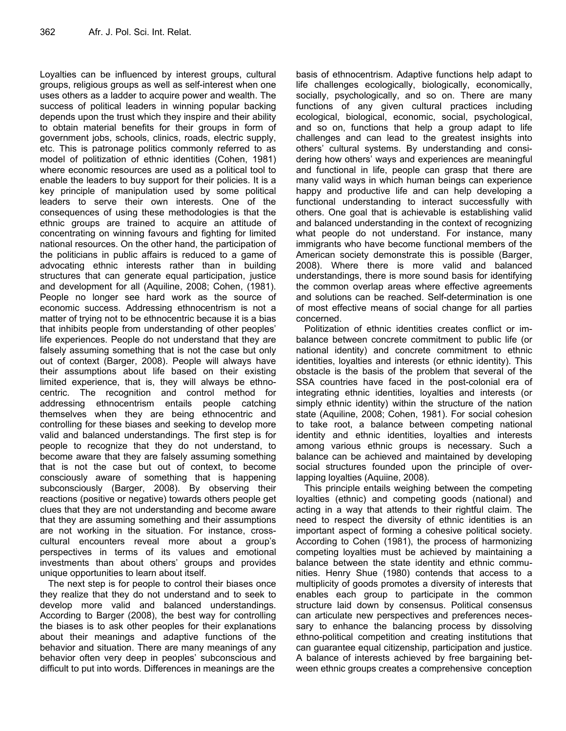Loyalties can be influenced by interest groups, cultural groups, religious groups as well as self-interest when one uses others as a ladder to acquire power and wealth. The success of political leaders in winning popular backing depends upon the trust which they inspire and their ability to obtain material benefits for their groups in form of government jobs, schools, clinics, roads, electric supply, etc. This is patronage politics commonly referred to as model of politization of ethnic identities (Cohen, 1981) where economic resources are used as a political tool to enable the leaders to buy support for their policies. It is a key principle of manipulation used by some political leaders to serve their own interests. One of the consequences of using these methodologies is that the ethnic groups are trained to acquire an attitude of concentrating on winning favours and fighting for limited national resources. On the other hand, the participation of the politicians in public affairs is reduced to a game of advocating ethnic interests rather than in building structures that can generate equal participation, justice and development for all (Aquiline, 2008; Cohen, (1981). People no longer see hard work as the source of economic success. Addressing ethnocentrism is not a matter of trying not to be ethnocentric because it is a bias that inhibits people from understanding of other peoples' life experiences. People do not understand that they are falsely assuming something that is not the case but only out of context (Barger, 2008). People will always have their assumptions about life based on their existing limited experience, that is, they will always be ethnocentric. The recognition and control method for addressing ethnocentrism entails people catching themselves when they are being ethnocentric and controlling for these biases and seeking to develop more valid and balanced understandings. The first step is for people to recognize that they do not understand, to become aware that they are falsely assuming something that is not the case but out of context, to become consciously aware of something that is happening subconsciously (Barger, 2008). By observing their reactions (positive or negative) towards others people get clues that they are not understanding and become aware that they are assuming something and their assumptions are not working in the situation. For instance, cross-cultural encounters reveal more about a group's perspectives in terms of its values and emotional investments than about others' groups and provides unique opportunities to learn about itself.

The next step is for people to control their biases once they realize that they do not understand and to seek to develop more valid and balanced understandings. According to Barger (2008), the best way for controlling the biases is to ask other peoples for their explanations about their meanings and adaptive functions of the behavior and situation. There are many meanings of any behavior often very deep in peoples' subconscious and difficult to put into words. Differences in meanings are the basis of ethnocentrism. Adaptive functions help adapt to life challenges ecologically, biologically, economically, socially, psychologically, and so on. There are many functions of any given cultural practices including ecological, biological, economic, social, psychological, and so on, functions that help a group adapt to life challenges and can lead to the greatest insights into others' cultural systems. By understanding and considering how others' ways and experiences are meaningful and functional in life, people can grasp that there are many valid ways in which human beings can experience happy and productive life and can help developing a functional understanding to interact successfully with others. One goal that is achievable is establishing valid and balanced understanding in the context of recognizing what people do not understand. For instance, many immigrants who have become functional members of the American society demonstrate this is possible (Barger, 2008). Where there is more valid and balanced understandings, there is more sound basis for identifying the common overlap areas where effective agreements and solutions can be reached. Self-determination is one of most effective means of social change for all parties concerned.

Politization of ethnic identities creates conflict or imbalance between concrete commitment to public life (or national identity) and concrete commitment to ethnic identities, loyalties and interests (or ethnic identity). This obstacle is the basis of the problem that several of the SSA countries have faced in the post-colonial era of integrating ethnic identities, loyalties and interests (or simply ethnic identity) within the structure of the nation state (Aquiline, 2008; Cohen, 1981). For social cohesion to take root, a balance between competing national identity and ethnic identities, loyalties and interests among various ethnic groups is necessary. Such a balance can be achieved and maintained by developing social structures founded upon the principle of overlapping loyalties (Aquiine, 2008).

This principle entails weighing between the competing loyalties (ethnic) and competing goods (national) and acting in a way that attends to their rightful claim. The need to respect the diversity of ethnic identities is an important aspect of forming a cohesive political society. According to Cohen (1981), the process of harmonizing competing loyalties must be achieved by maintaining a balance between the state identity and ethnic communities. Henry Shue (1980) contends that access to a multiplicity of goods promotes a diversity of interests that enables each group to participate in the common structure laid down by consensus. Political consensus can articulate new perspectives and preferences necessary to enhance the balancing process by dissolving ethno-political competition and creating institutions that can guarantee equal citizenship, participation and justice. A balance of interests achieved by free bargaining between ethnic groups creates a comprehensive conception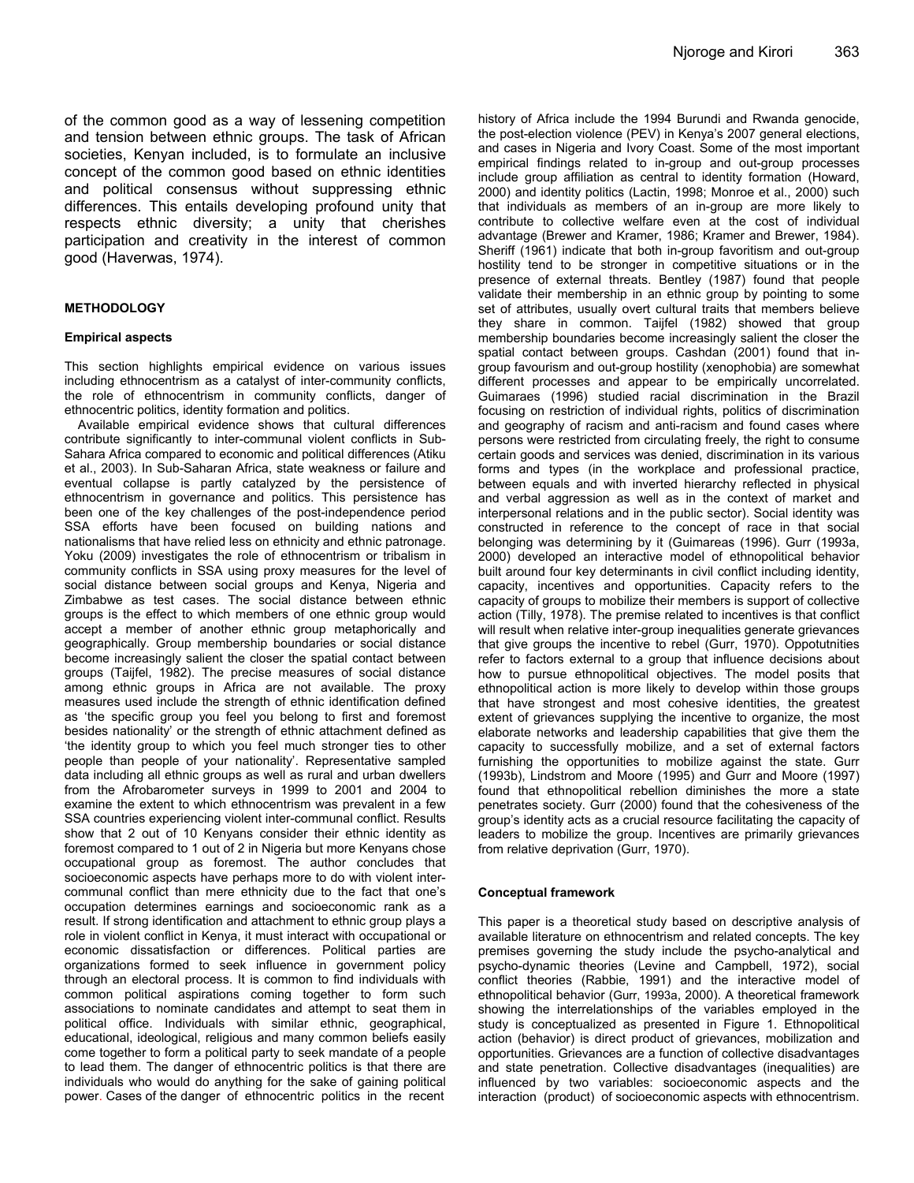of the common good as a way of lessening competition and tension between ethnic groups. The task of African societies, Kenyan included, is to formulate an inclusive concept of the common good based on ethnic identities and political consensus without suppressing ethnic differences. This entails developing profound unity that respects ethnic diversity; a unity that cherishes participation and creativity in the interest of common good (Haverwas, 1974).

## METHODOLOGY

### Empirical aspects

This section highlights empirical evidence on various issues including ethnocentrism as a catalyst of inter-community conflicts, the role of ethnocentrism in community conflicts, danger of ethnocentric politics, identity formation and politics.

Available empirical evidence shows that cultural differences contribute significantly to inter-communal violent conflicts in Sub-Sahara Africa compared to economic and political differences (Atiku et al., 2003). In Sub-Saharan Africa, state weakness or failure and eventual collapse is partly catalyzed by the persistence of ethnocentrism in governance and politics. This persistence has been one of the key challenges of the post-independence period SSA efforts have been focused on building nations and nationalisms that have relied less on ethnicity and ethnic patronage. Yoku (2009) investigates the role of ethnocentrism or tribalism in community conflicts in SSA using proxy measures for the level of social distance between social groups and Kenya, Nigeria and Zimbabwe as test cases. The social distance between ethnic groups is the effect to which members of one ethnic group would accept a member of another ethnic group metaphorically and geographically. Group membership boundaries or social distance become increasingly salient the closer the spatial contact between groups (Taijfel, 1982). The precise measures of social distance among ethnic groups in Africa are not available. The proxy measures used include the strength of ethnic identification defined as 'the specific group you feel you belong to first and foremost besides nationality' or the strength of ethnic attachment defined as 'the identity group to which you feel much stronger ties to other people than people of your nationality'. Representative sampled data including all ethnic groups as well as rural and urban dwellers from the Afrobarometer surveys in 1999 to 2001 and 2004 to examine the extent to which ethnocentrism was prevalent in a few SSA countries experiencing violent inter-communal conflict. Results show that 2 out of 10 Kenyans consider their ethnic identity as foremost compared to 1 out of 2 in Nigeria but more Kenyans chose occupational group as foremost. The author concludes that socioeconomic aspects have perhaps more to do with violent inter-communal conflict than mere ethnicity due to the fact that one's occupation determines earnings and socioeconomic rank as a result. If strong identification and attachment to ethnic group plays a role in violent conflict in Kenya, it must interact with occupational or economic dissatisfaction or differences. Political parties are organizations formed to seek influence in government policy through an electoral process. It is common to find individuals with common political aspirations coming together to form such associations to nominate candidates and attempt to seat them in political office. Individuals with similar ethnic, geographical, educational, ideological, religious and many common beliefs easily come together to form a political party to seek mandate of a people to lead them. The danger of ethnocentric politics is that there are individuals who would do anything for the sake of gaining political power. Cases of the danger of ethnocentric politics in the recent history of Africa include the 1994 Burundi and Rwanda genocide, the post-election violence (PEV) in Kenya's 2007 general elections, and cases in Nigeria and Ivory Coast. Some of the most important empirical findings related to in-group and out-group processes include group affiliation as central to identity formation (Howard, 2000) and identity politics (Lactin, 1998; Monroe et al., 2000) such that individuals as members of an in-group are more likely to contribute to collective welfare even at the cost of individual advantage (Brewer and Kramer, 1986; Kramer and Brewer, 1984). Sheriff (1961) indicate that both in-group favoritism and out-group hostility tend to be stronger in competitive situations or in the presence of external threats. Bentley (1987) found that people validate their membership in an ethnic group by pointing to some set of attributes, usually overt cultural traits that members believe they share in common. Taijfel (1982) showed that group membership boundaries become increasingly salient the closer the spatial contact between groups. Cashdan (2001) found that in-group favourism and out-group hostility (xenophobia) are somewhat different processes and appear to be empirically uncorrelated. Guimaraes (1996) studied racial discrimination in the Brazil focusing on restriction of individual rights, politics of discrimination and geography of racism and anti-racism and found cases where persons were restricted from circulating freely, the right to consume certain goods and services was denied, discrimination in its various forms and types (in the workplace and professional practice, between equals and with inverted hierarchy reflected in physical and verbal aggression as well as in the context of market and interpersonal relations and in the public sector). Social identity was constructed in reference to the concept of race in that social belonging was determining by it (Guimareas (1996). Gurr (1993a, 2000) developed an interactive model of ethnopolitical behavior built around four key determinants in civil conflict including identity, capacity, incentives and opportunities. Capacity refers to the capacity of groups to mobilize their members is support of collective action (Tilly, 1978). The premise related to incentives is that conflict will result when relative inter-group inequalities generate grievances that give groups the incentive to rebel (Gurr, 1970). Oppotutnities refer to factors external to a group that influence decisions about how to pursue ethnopolitical objectives. The model posits that ethnopolitical action is more likely to develop within those groups that have strongest and most cohesive identities, the greatest extent of grievances supplying the incentive to organize, the most elaborate networks and leadership capabilities that give them the capacity to successfully mobilize, and a set of external factors furnishing the opportunities to mobilize against the state. Gurr (1993b), Lindstrom and Moore (1995) and Gurr and Moore (1997) found that ethnopolitical rebellion diminishes the more a state penetrates society. Gurr (2000) found that the cohesiveness of the group's identity acts as a crucial resource facilitating the capacity of leaders to mobilize the group. Incentives are primarily grievances from relative deprivation (Gurr, 1970).

### Conceptual framework

This paper is a theoretical study based on descriptive analysis of available literature on ethnocentrism and related concepts. The key premises governing the study include the psycho-analytical and psycho-dynamic theories (Levine and Campbell, 1972), social conflict theories (Rabbie, 1991) and the interactive model of ethnopolitical behavior (Gurr, 1993a, 2000). A theoretical framework showing the interrelationships of the variables employed in the study is conceptualized as presented in Figure 1. Ethnopolitical action (behavior) is direct product of grievances, mobilization and opportunities. Grievances are a function of collective disadvantages and state penetration. Collective disadvantages (inequalities) are influenced by two variables: socioeconomic aspects and the interaction (product) of socioeconomic aspects with ethnocentrism.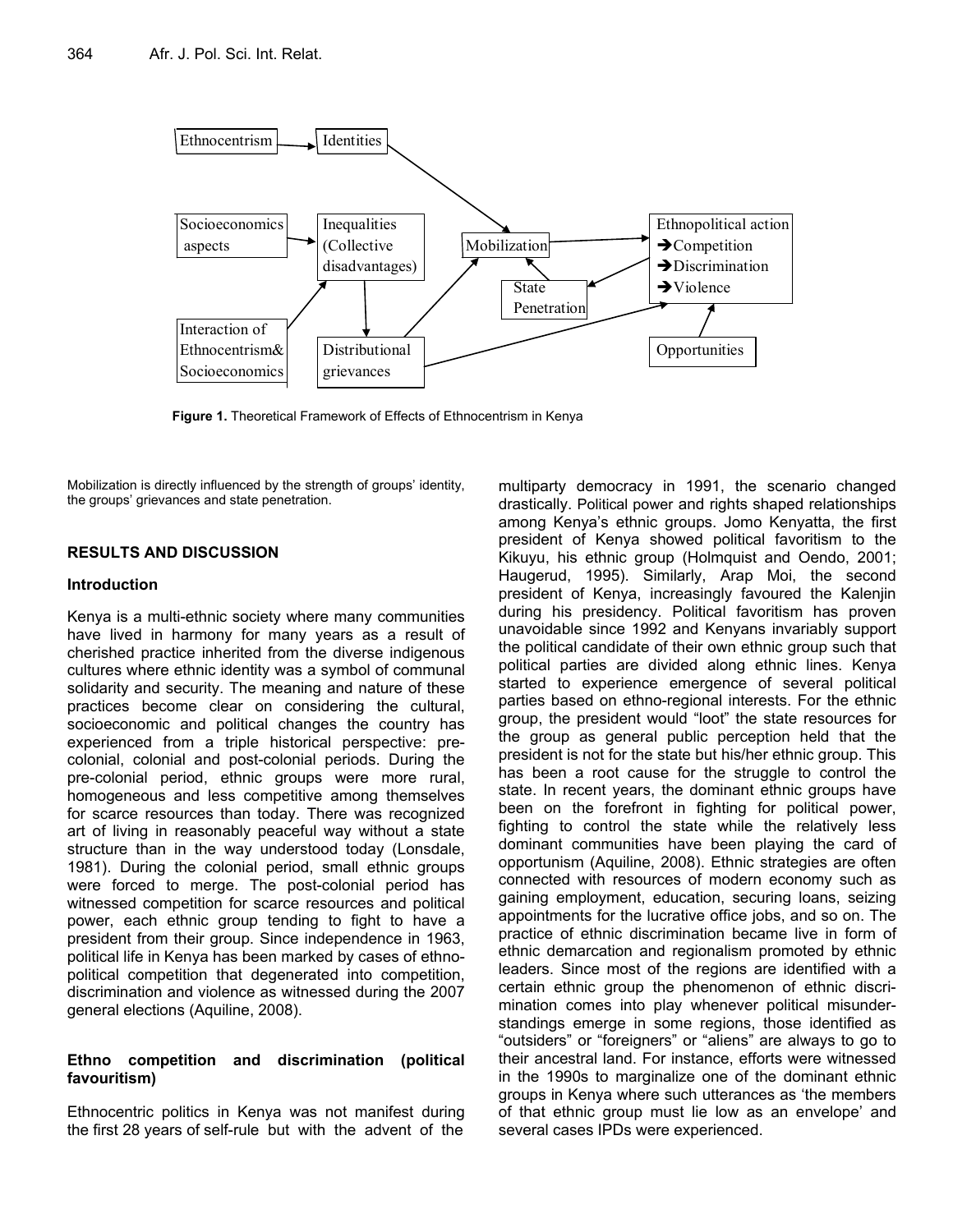Figure 1. Theoretical Framework of Effects of Ethnocentrism in Kenya

Mobilization is directly influenced by the strength of groups' identity, the groups' grievances and state penetration.

## RESULTS AND DISCUSSION

### Introduction

Kenya is a multi-ethnic society where many communities have lived in harmony for many years as a result of cherished practice inherited from the diverse indigenous cultures where ethnic identity was a symbol of communal solidarity and security. The meaning and nature of these practices become clear on considering the cultural, socioeconomic and political changes the country has experienced from a triple historical perspective: pre-colonial, colonial and post-colonial periods. During the pre-colonial period, ethnic groups were more rural, homogeneous and less competitive among themselves for scarce resources than today. There was recognized art of living in reasonably peaceful way without a state structure than in the way understood today (Lonsdale, 1981). During the colonial period, small ethnic groups were forced to merge. The post-colonial period has witnessed competition for scarce resources and political power, each ethnic group tending to fight to have a president from their group. Since independence in 1963, political life in Kenya has been marked by cases of ethno-political competition that degenerated into competition, discrimination and violence as witnessed during the 2007 general elections (Aquiline, 2008).

### Ethno competition and discrimination (political favouritism)

Ethnocentric politics in Kenya was not manifest during the first 28 years of self-rule but with the advent of the multiparty democracy in 1991, the scenario changed drastically. Political power and rights shaped relationships among Kenya's ethnic groups. Jomo Kenyatta, the first president of Kenya showed political favoritism to the Kikuyu, his ethnic group (Holmquist and Oendo, 2001; Haugerud, 1995). Similarly, Arap Moi, the second president of Kenya, increasingly favoured the Kalenjin during his presidency. Political favoritism has proven unavoidable since 1992 and Kenyans invariably support the political candidate of their own ethnic group such that political parties are divided along ethnic lines. Kenya started to experience emergence of several political parties based on ethno-regional interests. For the ethnic group, the president would "loot" the state resources for the group as general public perception held that the president is not for the state but his/her ethnic group. This has been a root cause for the struggle to control the state. In recent years, the dominant ethnic groups have been on the forefront in fighting for political power, fighting to control the state while the relatively less dominant communities have been playing the card of opportunism (Aquiline, 2008). Ethnic strategies are often connected with resources of modern economy such as gaining employment, education, securing loans, seizing appointments for the lucrative office jobs, and so on. The practice of ethnic discrimination became live in form of ethnic demarcation and regionalism promoted by ethnic leaders. Since most of the regions are identified with a certain ethnic group the phenomenon of ethnic discrimination comes into play whenever political misunderstandings emerge in some regions, those identified as "outsiders" or "foreigners" or "aliens" are always to go to their ancestral land. For instance, efforts were witnessed in the 1990s to marginalize one of the dominant ethnic groups in Kenya where such utterances as 'the members of that ethnic group must lie low as an envelope' and several cases IPDs were experienced.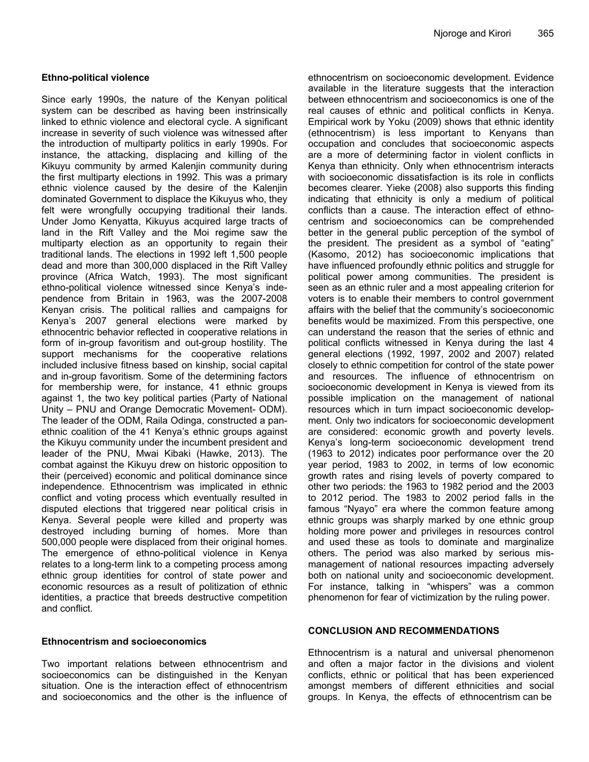### Ethno-political violence

Since early 1990s, the nature of the Kenyan political system can be described as having been instrinsically linked to ethnic violence and electoral cycle. A significant increase in severity of such violence was witnessed after the introduction of multiparty politics in early 1990s. For instance, the attacking, displacing and killing of the Kikuyu community by armed Kalenjin community during the first multiparty elections in 1992. This was a primary ethnic violence caused by the desire of the Kalenjin dominated Government to displace the Kikuyus who, they felt were wrongfully occupying traditional their lands. Under Jomo Kenyatta, Kikuyus acquired large tracts of land in the Rift Valley and the Moi regime saw the multiparty election as an opportunity to regain their traditional lands. The elections in 1992 left 1,500 people dead and more than 300,000 displaced in the Rift Valley province (Africa Watch, 1993). The most significant ethno-political violence witnessed since Kenya's independence from Britain in 1963, was the 2007-2008 Kenyan crisis. The political rallies and campaigns for Kenya's 2007 general elections were marked by ethnocentric behavior reflected in cooperative relations in form of in-group favoritism and out-group hostility. The support mechanisms for the cooperative relations included inclusive fitness based on kinship, social capital and in-group favoritism. Some of the determining factors for membership were, for instance, 41 ethnic groups against 1, the two key political parties (Party of National Unity – PNU and Orange Democratic Movement- ODM). The leader of the ODM, Raila Odinga, constructed a pan-ethnic coalition of the 41 Kenya's ethnic groups against the Kikuyu community under the incumbent president and leader of the PNU, Mwai Kibaki (Hawke, 2013). The combat against the Kikuyu drew on historic opposition to their (perceived) economic and political dominance since independence. Ethnocentrism was implicated in ethnic conflict and voting process which eventually resulted in disputed elections that triggered near political crisis in Kenya. Several people were killed and property was destroyed including burning of homes. More than 500,000 people were displaced from their original homes. The emergence of ethno-political violence in Kenya relates to a long-term link to a competing process among ethnic group identities for control of state power and economic resources as a result of politization of ethnic identities, a practice that breeds destructive competition and conflict.

### Ethnocentrism and socioeconomics

Two important relations between ethnocentrism and socioeconomics can be distinguished in the Kenyan situation. One is the interaction effect of ethnocentrism and socioeconomics and the other is the influence of ethnocentrism on socioeconomic development. Evidence available in the literature suggests that the interaction between ethnocentrism and socioeconomics is one of the real causes of ethnic and political conflicts in Kenya. Empirical work by Yoku (2009) shows that ethnic identity (ethnocentrism) is less important to Kenyans than occupation and concludes that socioeconomic aspects are a more of determining factor in violent conflicts in Kenya than ethnicity. Only when ethnocentrism interacts with socioeconomic dissatisfaction is its role in conflicts becomes clearer. Yieke (2008) also supports this finding indicating that ethnicity is only a medium of political conflicts than a cause. The interaction effect of ethno-centrism and socioeconomics can be comprehended better in the general public perception of the symbol of the president. The president as a symbol of "eating" (Kasomo, 2012) has socioeconomic implications that have influenced profoundly ethnic politics and struggle for political power among communities. The president is seen as an ethnic ruler and a most appealing criterion for voters is to enable their members to control government affairs with the belief that the community's socioeconomic benefits would be maximized. From this perspective, one can understand the reason that the series of ethnic and political conflicts witnessed in Kenya during the last 4 general elections (1992, 1997, 2002 and 2007) related closely to ethnic competition for control of the state power and resources. The influence of ethnocentrism on socioeconomic development in Kenya is viewed from its possible implication on the management of national resources which in turn impact socioeconomic develop-ment. Only two indicators for socioeconomic development are considered: economic growth and poverty levels. Kenya's long-term socioeconomic development trend (1963 to 2012) indicates poor performance over the 20 year period, 1983 to 2002, in terms of low economic growth rates and rising levels of poverty compared to other two periods: the 1963 to 1982 period and the 2003 to 2012 period. The 1983 to 2002 period falls in the famous "Nyayo" era where the common feature among ethnic groups was sharply marked by one ethnic group holding more power and privileges in resources control and used these as tools to dominate and marginalize others. The period was also marked by serious mis-management of national resources impacting adversely both on national unity and socioeconomic development. For instance, talking in "whispers" was a common phenomenon for fear of victimization by the ruling power.

## CONCLUSION AND RECOMMENDATIONS

Ethnocentrism is a natural and universal phenomenon and often a major factor in the divisions and violent conflicts, ethnic or political that has been experienced amongst members of different ethnicities and social groups. In Kenya, the effects of ethnocentrism can be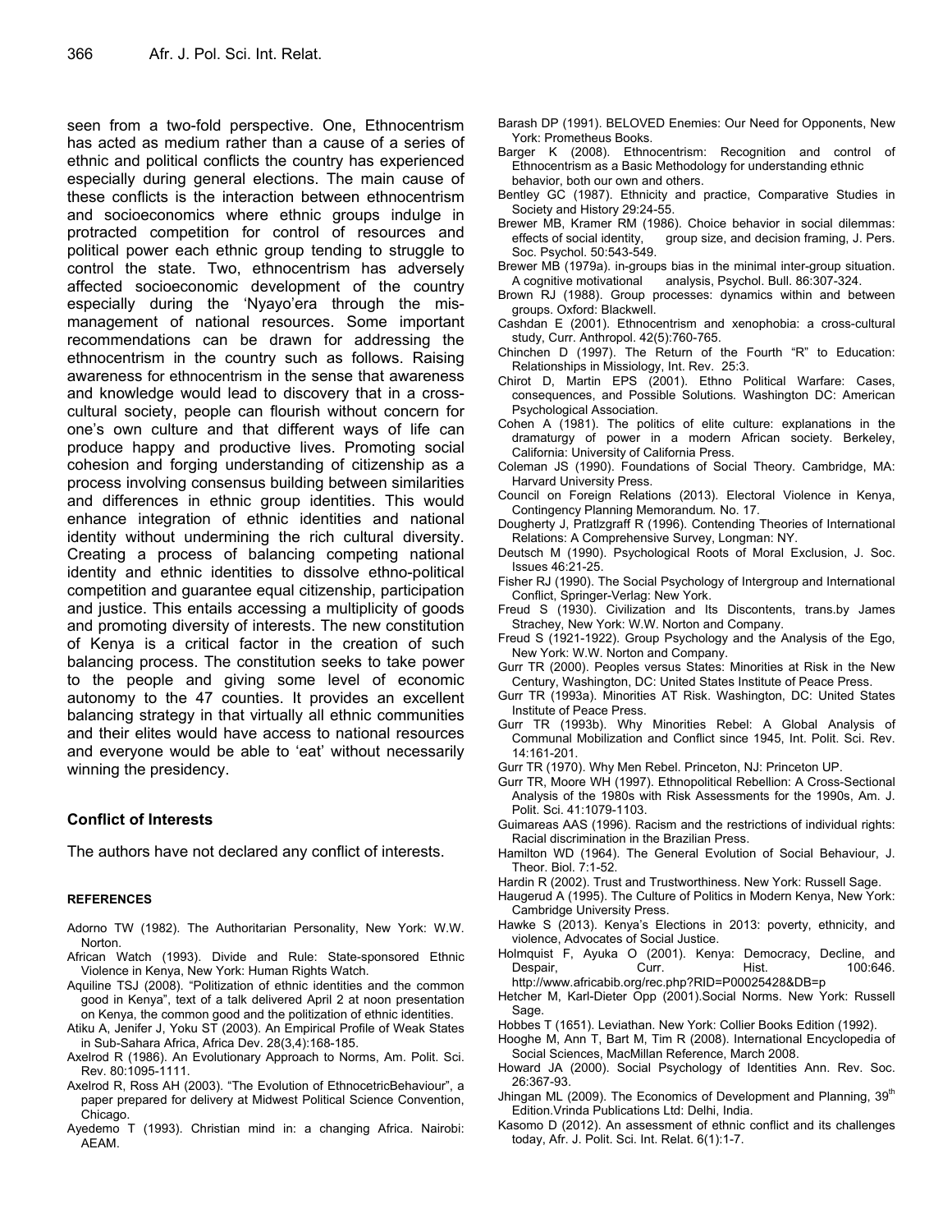seen from a two-fold perspective. One, Ethnocentrism has acted as medium rather than a cause of a series of ethnic and political conflicts the country has experienced especially during general elections. The main cause of these conflicts is the interaction between ethnocentrism and socioeconomics where ethnic groups indulge in protracted competition for control of resources and political power each ethnic group tending to struggle to control the state. Two, ethnocentrism has adversely affected socioeconomic development of the country especially during the 'Nyayo'era through the mis-management of national resources. Some important recommendations can be drawn for addressing the ethnocentrism in the country such as follows. Raising awareness for ethnocentrism in the sense that awareness and knowledge would lead to discovery that in a cross-cultural society, people can flourish without concern for one's own culture and that different ways of life can produce happy and productive lives. Promoting social cohesion and forging understanding of citizenship as a process involving consensus building between similarities and differences in ethnic group identities. This would enhance integration of ethnic identities and national identity without undermining the rich cultural diversity. Creating a process of balancing competing national identity and ethnic identities to dissolve ethno-political competition and guarantee equal citizenship, participation and justice. This entails accessing a multiplicity of goods and promoting diversity of interests. The new constitution of Kenya is a critical factor in the creation of such balancing process. The constitution seeks to take power to the people and giving some level of economic autonomy to the 47 counties. It provides an excellent balancing strategy in that virtually all ethnic communities and their elites would have access to national resources and everyone would be able to 'eat' without necessarily winning the presidency.

## Conflict of Interests

The authors have not declared any conflict of interests.

### REFERENCES

Adorno TW (1982). The Authoritarian Personality, New York: W.W. Norton.

African Watch (1993). Divide and Rule: State-sponsored Ethnic Violence in Kenya, New York: Human Rights Watch.

Aquiline TSJ (2008). "Politization of ethnic identities and the common good in Kenya", text of a talk delivered April 2 at noon presentation on Kenya, the common good and the politization of ethnic identities.

Atiku A, Jenifer J, Yoku ST (2003). An Empirical Profile of Weak States in Sub-Sahara Africa, Africa Dev. 28(3,4):168-185.

Axelrod R (1986). An Evolutionary Approach to Norms, Am. Polit. Sci. Rev. 80:1095-1111.

Axelrod R, Ross AH (2003). "The Evolution of EthnocetricBehaviour", a paper prepared for delivery at Midwest Political Science Convention, Chicago.

Ayedemo T (1993). Christian mind in: a changing Africa. Nairobi: AEAM.

Barash DP (1991). BELOVED Enemies: Our Need for Opponents, New York: Prometheus Books.

Barger K (2008). Ethnocentrism: Recognition and control of Ethnocentrism as a Basic Methodology for understanding ethnic behavior, both our own and others.

Bentley GC (1987). Ethnicity and practice, Comparative Studies in Society and History 29:24-55.

Brewer MB, Kramer RM (1986). Choice behavior in social dilemmas: effects of social identity, group size, and decision framing, J. Pers. Soc. Psychol. 50:543-549.

Brewer MB (1979a). in-groups bias in the minimal inter-group situation. A cognitive motivational analysis, Psychol. Bull. 86:307-324.

Brown RJ (1988). Group processes: dynamics within and between groups. Oxford: Blackwell.

Cashdan E (2001). Ethnocentrism and xenophobia: a cross-cultural study, Curr. Anthropol. 42(5):760-765.

Chinchen D (1997). The Return of the Fourth "R" to Education: Relationships in Missiology, Int. Rev. 25:3.

Chirot D, Martin EPS (2001). Ethno Political Warfare: Cases, consequences, and Possible Solutions. Washington DC: American Psychological Association.

Cohen A (1981). The politics of elite culture: explanations in the dramaturgy of power in a modern African society. Berkeley, California: University of California Press.

Coleman JS (1990). Foundations of Social Theory. Cambridge, MA: Harvard University Press.

Council on Foreign Relations (2013). Electoral Violence in Kenya, Contingency Planning Memorandum. No. 17.

Dougherty J, Pratlzgraff R (1996). Contending Theories of International Relations: A Comprehensive Survey, Longman: NY.

Deutsch M (1990). Psychological Roots of Moral Exclusion, J. Soc. Issues 46:21-25.

Fisher RJ (1990). The Social Psychology of Intergroup and International Conflict, Springer-Verlag: New York.

Freud S (1930). Civilization and Its Discontents, trans.by James Strachey, New York: W.W. Norton and Company.

Freud S (1921-1922). Group Psychology and the Analysis of the Ego, New York: W.W. Norton and Company.

Gurr TR (2000). Peoples versus States: Minorities at Risk in the New Century, Washington, DC: United States Institute of Peace Press.

Gurr TR (1993a). Minorities AT Risk. Washington, DC: United States Institute of Peace Press.

Gurr TR (1993b). Why Minorities Rebel: A Global Analysis of Communal Mobilization and Conflict since 1945, Int. Polit. Sci. Rev. 14:161-201.

Gurr TR (1970). Why Men Rebel. Princeton, NJ: Princeton UP.

Gurr TR, Moore WH (1997). Ethnopolitical Rebellion: A Cross-Sectional Analysis of the 1980s with Risk Assessments for the 1990s, Am. J. Polit. Sci. 41:1079-1103.

Guimareas AAS (1996). Racism and the restrictions of individual rights: Racial discrimination in the Brazilian Press.

Hamilton WD (1964). The General Evolution of Social Behaviour, J. Theor. Biol. 7:1-52.

Hardin R (2002). Trust and Trustworthiness. New York: Russell Sage.

Haugerud A (1995). The Culture of Politics in Modern Kenya, New York: Cambridge University Press.

Hawke S (2013). Kenya's Elections in 2013: poverty, ethnicity, and violence, Advocates of Social Justice.

Holmquist F, Ayuka O (2001). Kenya: Democracy, Decline, and Despair, Curr. Hist. 100:646. http://www.africabib.org/rec.php?RID=P00025428&DB=p

Hetcher M, Karl-Dieter Opp (2001).Social Norms. New York: Russell Sage.

Hobbes T (1651). Leviathan. New York: Collier Books Edition (1992).

Hooghe M, Ann T, Bart M, Tim R (2008). International Encyclopedia of Social Sciences, MacMillan Reference, March 2008.

Howard JA (2000). Social Psychology of Identities Ann. Rev. Soc. 26:367-93.

Jhingan ML (2009). The Economics of Development and Planning, 39th Edition.Vrinda Publications Ltd: Delhi, India.

Kasomo D (2012). An assessment of ethnic conflict and its challenges today, Afr. J. Polit. Sci. Int. Relat. 6(1):1-7.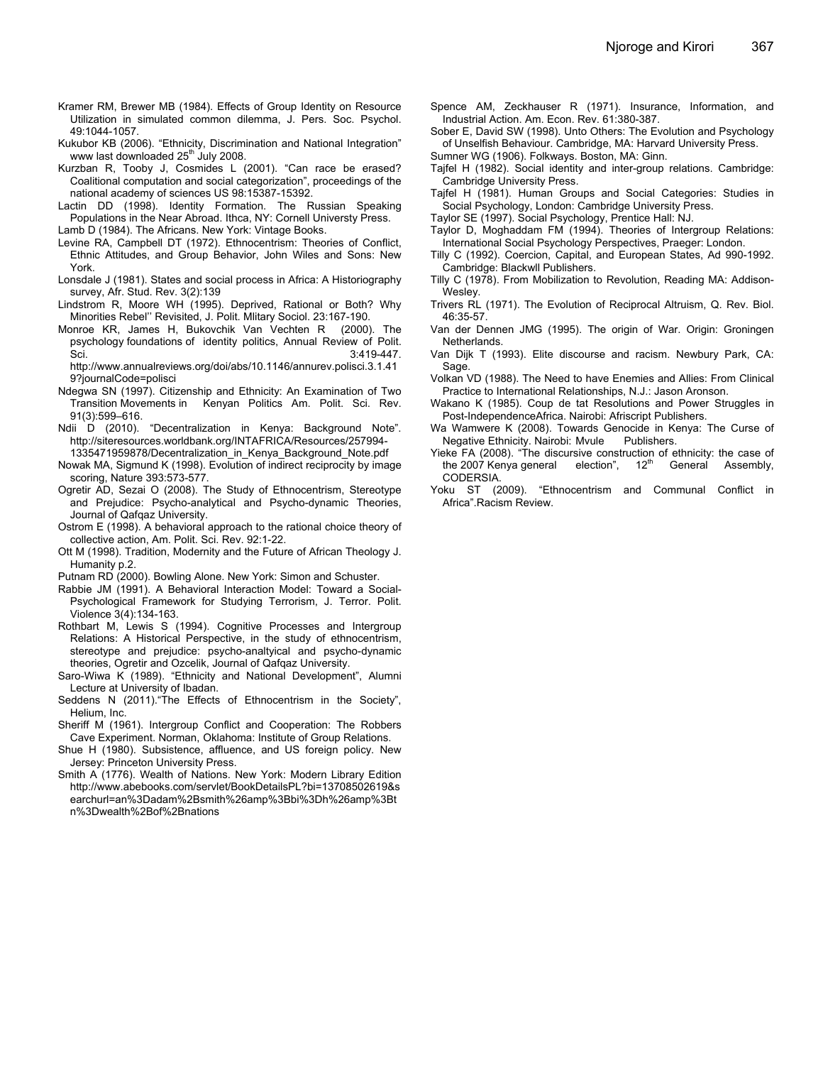Kramer RM, Brewer MB (1984). Effects of Group Identity on Resource Utilization in simulated common dilemma, J. Pers. Soc. Psychol. 49:1044-1057.

Kukubor KB (2006). "Ethnicity, Discrimination and National Integration" www last downloaded 25th July 2008.

Kurzban R, Tooby J, Cosmides L (2001). "Can race be erased? Coalitional computation and social categorization", proceedings of the national academy of sciences US 98:15387-15392.

Lactin DD (1998). Identity Formation. The Russian Speaking Populations in the Near Abroad. Ithca, NY: Cornell Universty Press.

Lamb D (1984). The Africans. New York: Vintage Books.

Levine RA, Campbell DT (1972). Ethnocentrism: Theories of Conflict, Ethnic Attitudes, and Group Behavior, John Wiles and Sons: New York.

Lonsdale J (1981). States and social process in Africa: A Historiography survey, Afr. Stud. Rev. 3(2):139

Lindstrom R, Moore WH (1995). Deprived, Rational or Both? Why Minorities Rebel'' Revisited, J. Polit. Mlitary Sociol. 23:167-190.

Monroe KR, James H, Bukovchik Van Vechten R (2000). The psychology foundations of identity politics, Annual Review of Polit. Sci. 3:419-447. http://www.annualreviews.org/doi/abs/10.1146/annurev.polisci.3.1.419?journalCode=polisci

Ndegwa SN (1997). Citizenship and Ethnicity: An Examination of Two Transition Movements in Kenyan Politics Am. Polit. Sci. Rev. 91(3):599–616.

Ndii D (2010). "Decentralization in Kenya: Background Note". http://siteresources.worldbank.org/INTAFRICA/Resources/257994-1335471959878/Decentralization_in_Kenya_Background_Note.pdf

Nowak MA, Sigmund K (1998). Evolution of indirect reciprocity by image scoring, Nature 393:573-577.

Ogretir AD, Sezai O (2008). The Study of Ethnocentrism, Stereotype and Prejudice: Psycho-analytical and Psycho-dynamic Theories, Journal of Qafqaz University.

Ostrom E (1998). A behavioral approach to the rational choice theory of collective action, Am. Polit. Sci. Rev. 92:1-22.

Ott M (1998). Tradition, Modernity and the Future of African Theology J. Humanity p.2.

Putnam RD (2000). Bowling Alone. New York: Simon and Schuster.

Rabbie JM (1991). A Behavioral Interaction Model: Toward a Social-Psychological Framework for Studying Terrorism, J. Terror. Polit. Violence 3(4):134-163.

Rothbart M, Lewis S (1994). Cognitive Processes and Intergroup Relations: A Historical Perspective, in the study of ethnocentrism, stereotype and prejudice: psycho-analtyical and psycho-dynamic theories, Ogretir and Ozcelik, Journal of Qafqaz University.

Saro-Wiwa K (1989). "Ethnicity and National Development", Alumni Lecture at University of Ibadan.

Seddens N (2011)."The Effects of Ethnocentrism in the Society", Helium, Inc.

Sheriff M (1961). Intergroup Conflict and Cooperation: The Robbers Cave Experiment. Norman, Oklahoma: Institute of Group Relations.

Shue H (1980). Subsistence, affluence, and US foreign policy. New Jersey: Princeton University Press.

Smith A (1776). Wealth of Nations. New York: Modern Library Edition http://www.abebooks.com/servlet/BookDetailsPL?bi=13708502619&searchurl=an%3Dadam%2Bsmith%26amp%3Bbi%3Dh%26amp%3Btn%3Dwealth%2Bof%2Bnations

Spence AM, Zeckhauser R (1971). Insurance, Information, and Industrial Action. Am. Econ. Rev. 61:380-387.

Sober E, David SW (1998). Unto Others: The Evolution and Psychology of Unselfish Behaviour. Cambridge, MA: Harvard University Press.

Sumner WG (1906). Folkways. Boston, MA: Ginn.

Tajfel H (1982). Social identity and inter-group relations. Cambridge: Cambridge University Press.

Tajfel H (1981). Human Groups and Social Categories: Studies in Social Psychology, London: Cambridge University Press.

Taylor SE (1997). Social Psychology, Prentice Hall: NJ.

Taylor D, Moghaddam FM (1994). Theories of Intergroup Relations: International Social Psychology Perspectives, Praeger: London.

Tilly C (1992). Coercion, Capital, and European States, Ad 990-1992. Cambridge: Blackwll Publishers.

Tilly C (1978). From Mobilization to Revolution, Reading MA: Addison-Wesley.

Trivers RL (1971). The Evolution of Reciprocal Altruism, Q. Rev. Biol. 46:35-57.

Van der Dennen JMG (1995). The origin of War. Origin: Groningen Netherlands.

Van Dijk T (1993). Elite discourse and racism. Newbury Park, CA: Sage.

Volkan VD (1988). The Need to have Enemies and Allies: From Clinical Practice to International Relationships, N.J.: Jason Aronson.

Wakano K (1985). Coup de tat Resolutions and Power Struggles in Post-IndependenceAfrica. Nairobi: Afriscript Publishers.

Wa Wamwere K (2008). Towards Genocide in Kenya: The Curse of Negative Ethnicity. Nairobi: Mvule Publishers.

Yieke FA (2008). "The discursive construction of ethnicity: the case of the 2007 Kenya general election", 12th General Assembly, CODERSIA.

Yoku ST (2009). "Ethnocentrism and Communal Conflict in Africa".Racism Review.